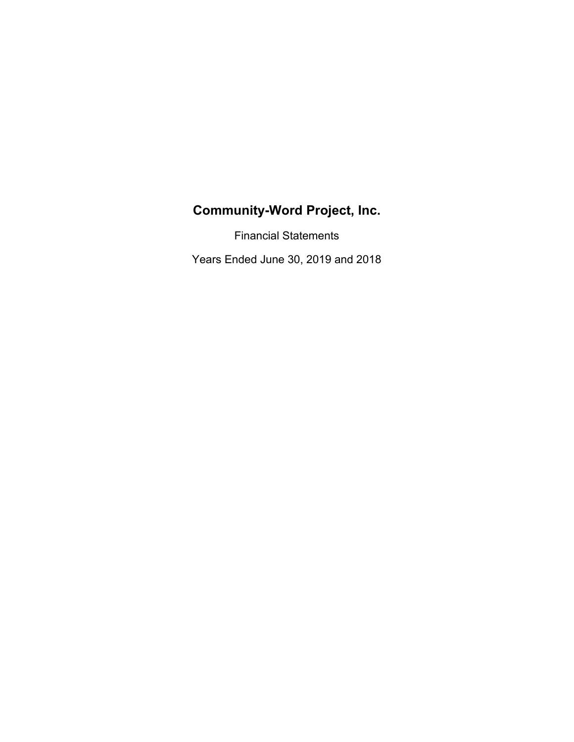# Community-Word Project, Inc.

Financial Statements

Years Ended June 30, 2019 and 2018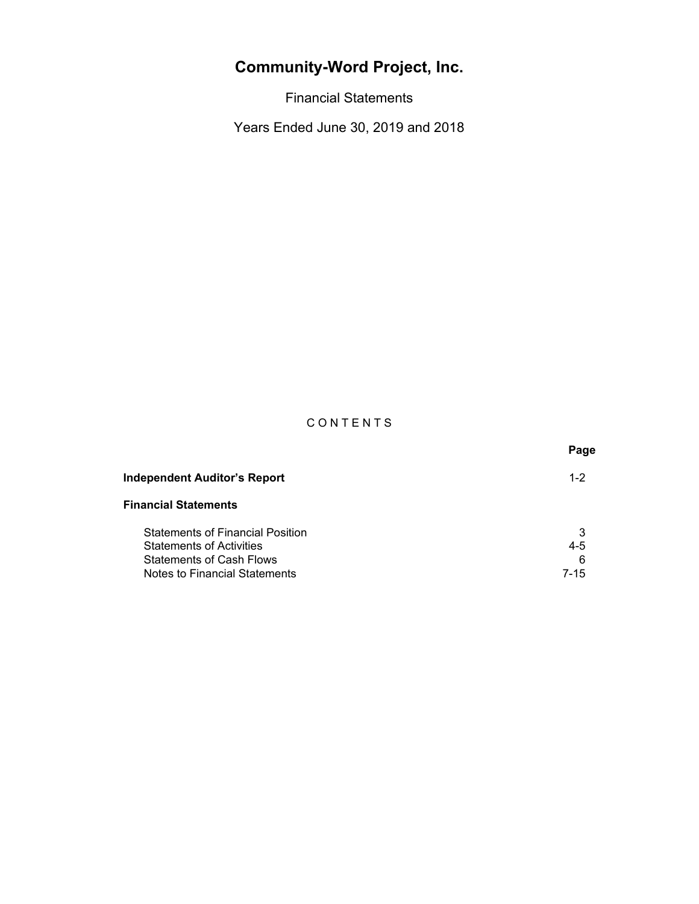# Community-Word Project, Inc.

Financial Statements

Years Ended June 30, 2019 and 2018

C O N T E N T S

| | Page |
|---|---|
| **Independent Auditor's Report** | 1-2 |
| **Financial Statements** | |
| Statements of Financial Position | 3 |
| Statements of Activities | 4-5 |
| Statements of Cash Flows | 6 |
| Notes to Financial Statements | 7-15 |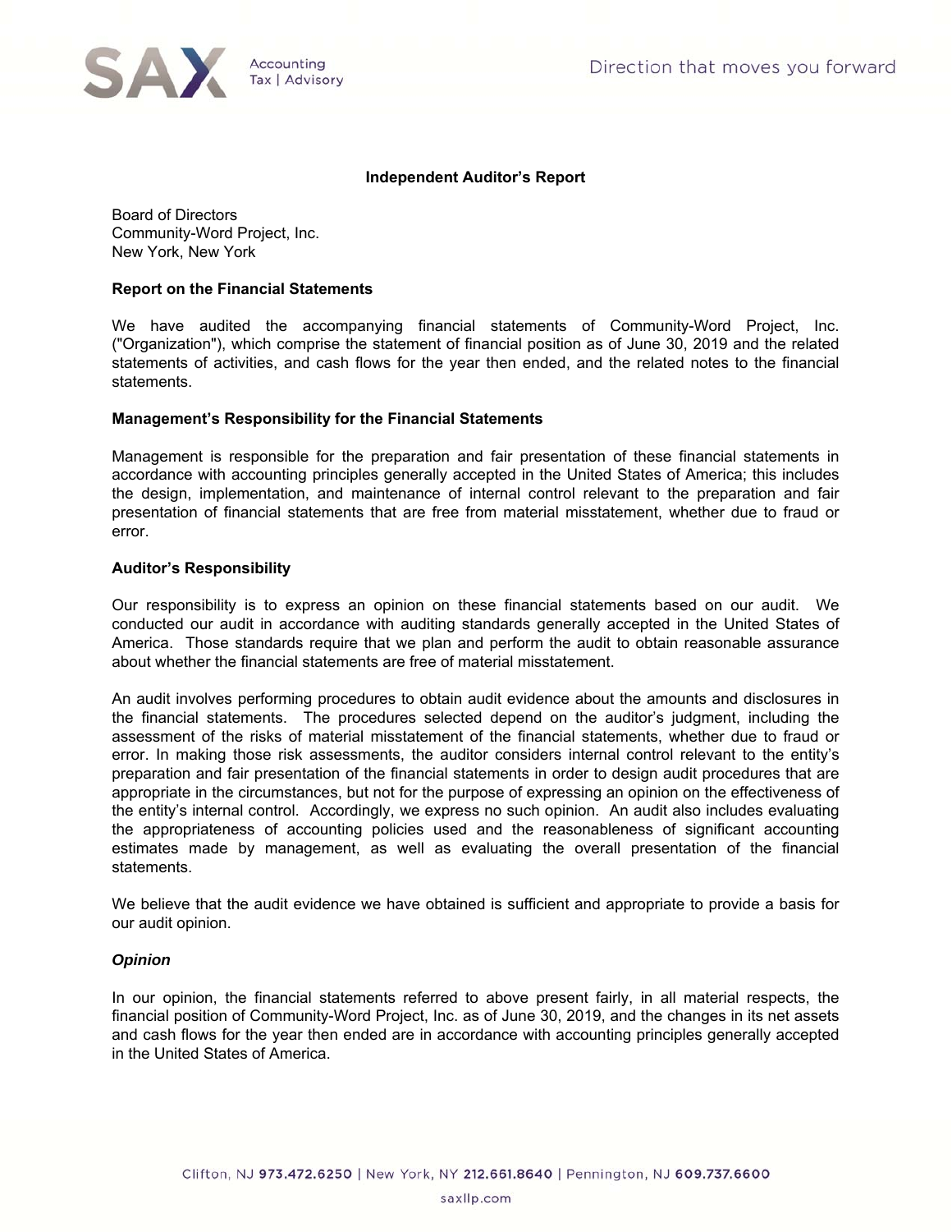## Independent Auditor's Report

Board of Directors
Community-Word Project, Inc.
New York, New York

### Report on the Financial Statements

We have audited the accompanying financial statements of Community-Word Project, Inc. ("Organization"), which comprise the statement of financial position as of June 30, 2019 and the related statements of activities, and cash flows for the year then ended, and the related notes to the financial statements.

### Management's Responsibility for the Financial Statements

Management is responsible for the preparation and fair presentation of these financial statements in accordance with accounting principles generally accepted in the United States of America; this includes the design, implementation, and maintenance of internal control relevant to the preparation and fair presentation of financial statements that are free from material misstatement, whether due to fraud or error.

### Auditor's Responsibility

Our responsibility is to express an opinion on these financial statements based on our audit. We conducted our audit in accordance with auditing standards generally accepted in the United States of America. Those standards require that we plan and perform the audit to obtain reasonable assurance about whether the financial statements are free of material misstatement.

An audit involves performing procedures to obtain audit evidence about the amounts and disclosures in the financial statements. The procedures selected depend on the auditor's judgment, including the assessment of the risks of material misstatement of the financial statements, whether due to fraud or error. In making those risk assessments, the auditor considers internal control relevant to the entity's preparation and fair presentation of the financial statements in order to design audit procedures that are appropriate in the circumstances, but not for the purpose of expressing an opinion on the effectiveness of the entity's internal control. Accordingly, we express no such opinion. An audit also includes evaluating the appropriateness of accounting policies used and the reasonableness of significant accounting estimates made by management, as well as evaluating the overall presentation of the financial statements.

We believe that the audit evidence we have obtained is sufficient and appropriate to provide a basis for our audit opinion.

### *Opinion*

In our opinion, the financial statements referred to above present fairly, in all material respects, the financial position of Community-Word Project, Inc. as of June 30, 2019, and the changes in its net assets and cash flows for the year then ended are in accordance with accounting principles generally accepted in the United States of America.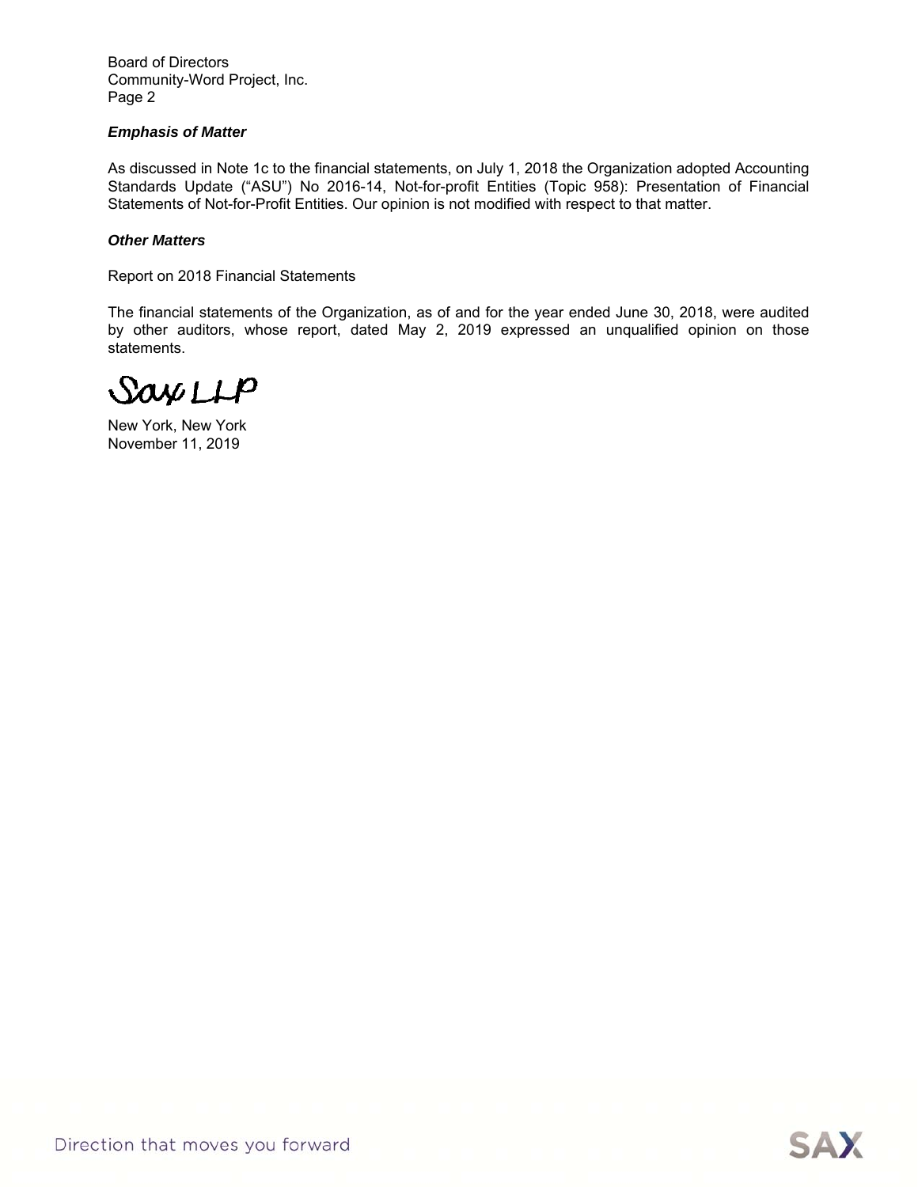Board of Directors
Community-Word Project, Inc.
Page 2

***Emphasis of Matter***

As discussed in Note 1c to the financial statements, on July 1, 2018 the Organization adopted Accounting Standards Update ("ASU") No 2016-14, Not-for-profit Entities (Topic 958): Presentation of Financial Statements of Not-for-Profit Entities. Our opinion is not modified with respect to that matter.

***Other Matters***

Report on 2018 Financial Statements

The financial statements of the Organization, as of and for the year ended June 30, 2018, were audited by other auditors, whose report, dated May 2, 2019 expressed an unqualified opinion on those statements.

Sax LLP

New York, New York
November 11, 2019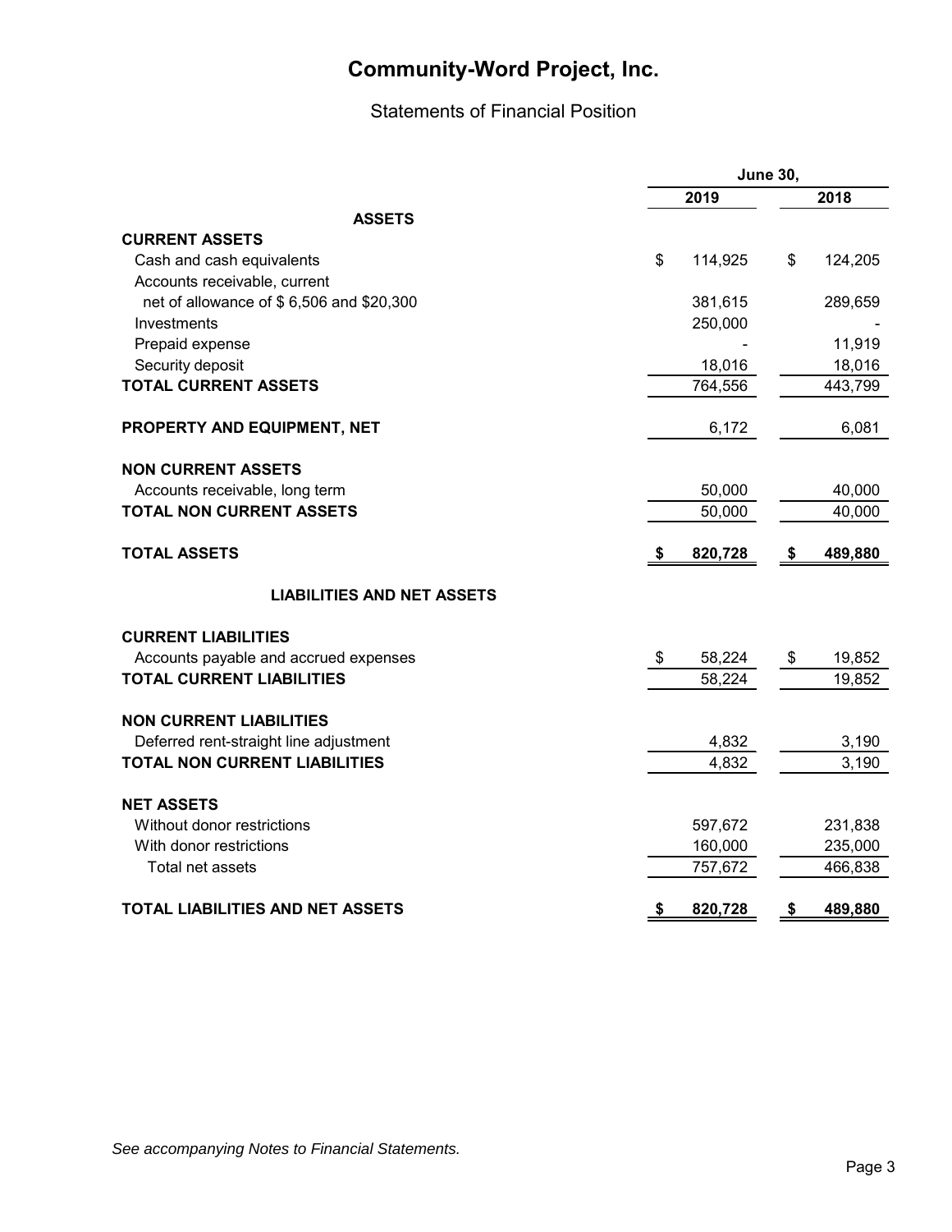# Community-Word Project, Inc.

## Statements of Financial Position

| | June 30, | |
|---|---|---|
| | 2019 | 2018 |
| **ASSETS** | | |
| **CURRENT ASSETS** | | |
| Cash and cash equivalents | $ 114,925 | $ 124,205 |
| Accounts receivable, current | | |
| net of allowance of $ 6,506 and $20,300 | 381,615 | 289,659 |
| Investments | 250,000 | - |
| Prepaid expense | - | 11,919 |
| Security deposit | 18,016 | 18,016 |
| **TOTAL CURRENT ASSETS** | 764,556 | 443,799 |
| **PROPERTY AND EQUIPMENT, NET** | 6,172 | 6,081 |
| **NON CURRENT ASSETS** | | |
| Accounts receivable, long term | 50,000 | 40,000 |
| **TOTAL NON CURRENT ASSETS** | 50,000 | 40,000 |
| **TOTAL ASSETS** | **$ 820,728** | **$ 489,880** |
| **LIABILITIES AND NET ASSETS** | | |
| **CURRENT LIABILITIES** | | |
| Accounts payable and accrued expenses | $ 58,224 | $ 19,852 |
| **TOTAL CURRENT LIABILITIES** | 58,224 | 19,852 |
| **NON CURRENT LIABILITIES** | | |
| Deferred rent-straight line adjustment | 4,832 | 3,190 |
| **TOTAL NON CURRENT LIABILITIES** | 4,832 | 3,190 |
| **NET ASSETS** | | |
| Without donor restrictions | 597,672 | 231,838 |
| With donor restrictions | 160,000 | 235,000 |
| Total net assets | 757,672 | 466,838 |
| **TOTAL LIABILITIES AND NET ASSETS** | **$ 820,728** | **$ 489,880** |

*See accompanying Notes to Financial Statements.*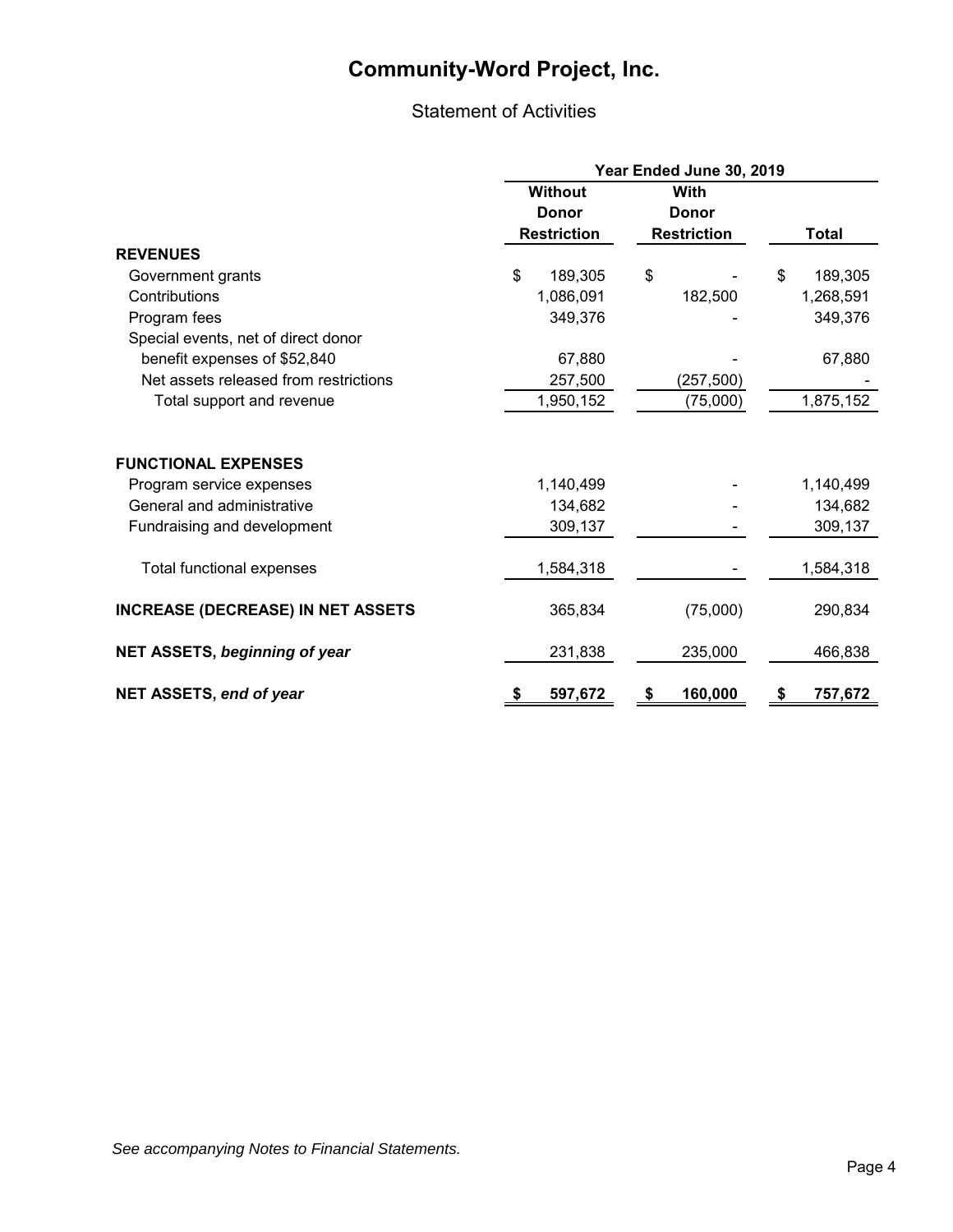# Community-Word Project, Inc.

## Statement of Activities

| | Year Ended June 30, 2019 | | |
|---|---|---|---|
| | Without Donor Restriction | With Donor Restriction | Total |
| **REVENUES** | | | |
| Government grants | $ 189,305 | $ - | $ 189,305 |
| Contributions | 1,086,091 | 182,500 | 1,268,591 |
| Program fees | 349,376 | - | 349,376 |
| Special events, net of direct donor benefit expenses of $52,840 | 67,880 | - | 67,880 |
| Net assets released from restrictions | 257,500 | (257,500) | - |
| Total support and revenue | 1,950,152 | (75,000) | 1,875,152 |
| **FUNCTIONAL EXPENSES** | | | |
| Program service expenses | 1,140,499 | - | 1,140,499 |
| General and administrative | 134,682 | - | 134,682 |
| Fundraising and development | 309,137 | - | 309,137 |
| Total functional expenses | 1,584,318 | - | 1,584,318 |
| **INCREASE (DECREASE) IN NET ASSETS** | 365,834 | (75,000) | 290,834 |
| **NET ASSETS, *beginning of year*** | 231,838 | 235,000 | 466,838 |
| **NET ASSETS, *end of year*** | **$ 597,672** | **$ 160,000** | **$ 757,672** |

*See accompanying Notes to Financial Statements.*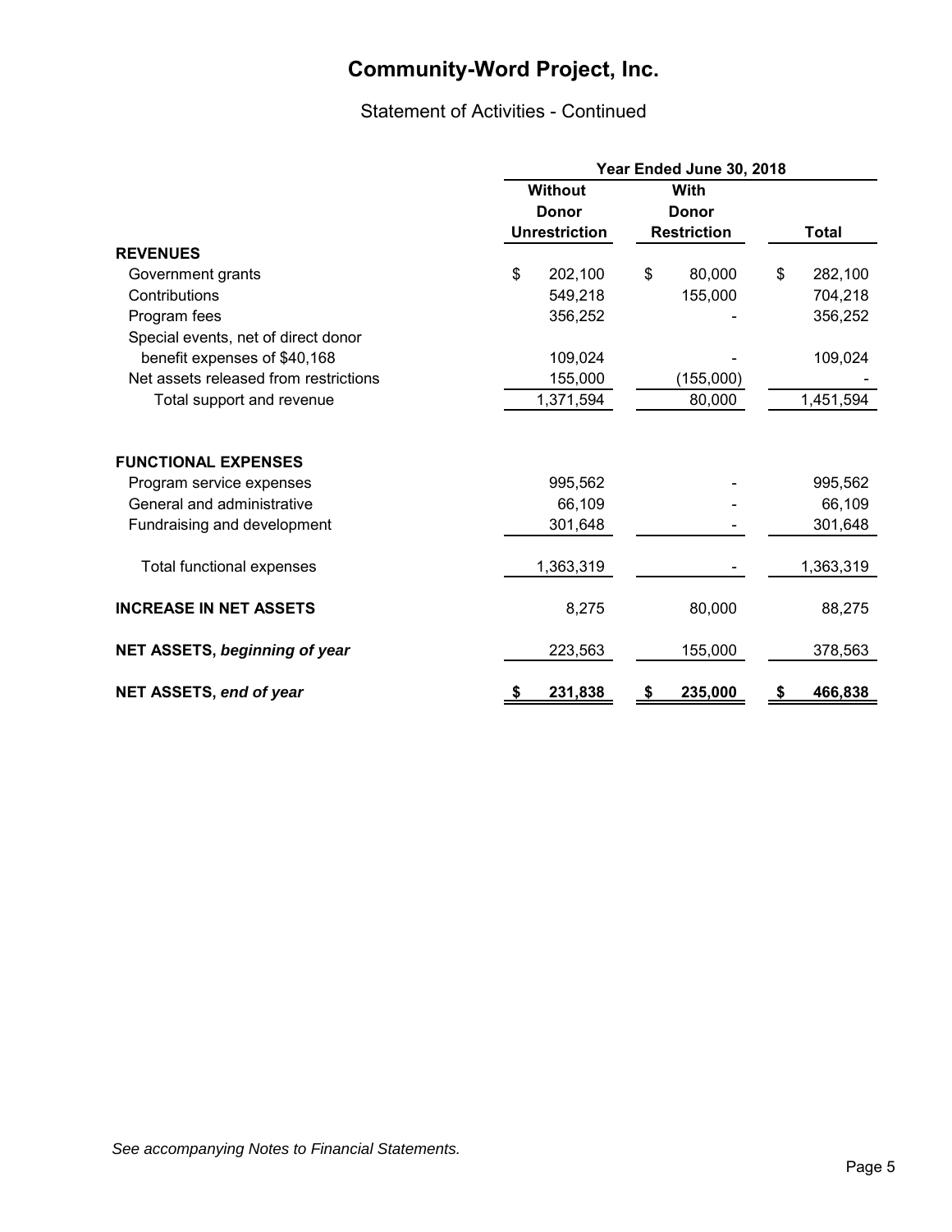# Community-Word Project, Inc.

## Statement of Activities - Continued

| | Year Ended June 30, 2018 | | |
|---|---|---|---|
| | Without Donor Unrestriction | With Donor Restriction | Total |
| **REVENUES** | | | |
| Government grants | $ 202,100 | $ 80,000 | $ 282,100 |
| Contributions | 549,218 | 155,000 | 704,218 |
| Program fees | 356,252 | - | 356,252 |
| Special events, net of direct donor benefit expenses of $40,168 | 109,024 | - | 109,024 |
| Net assets released from restrictions | 155,000 | (155,000) | - |
| Total support and revenue | 1,371,594 | 80,000 | 1,451,594 |
| **FUNCTIONAL EXPENSES** | | | |
| Program service expenses | 995,562 | - | 995,562 |
| General and administrative | 66,109 | - | 66,109 |
| Fundraising and development | 301,648 | - | 301,648 |
| Total functional expenses | 1,363,319 | - | 1,363,319 |
| **INCREASE IN NET ASSETS** | 8,275 | 80,000 | 88,275 |
| **NET ASSETS, *beginning of year*** | 223,563 | 155,000 | 378,563 |
| **NET ASSETS, *end of year*** | **$ 231,838** | **$ 235,000** | **$ 466,838** |

*See accompanying Notes to Financial Statements.*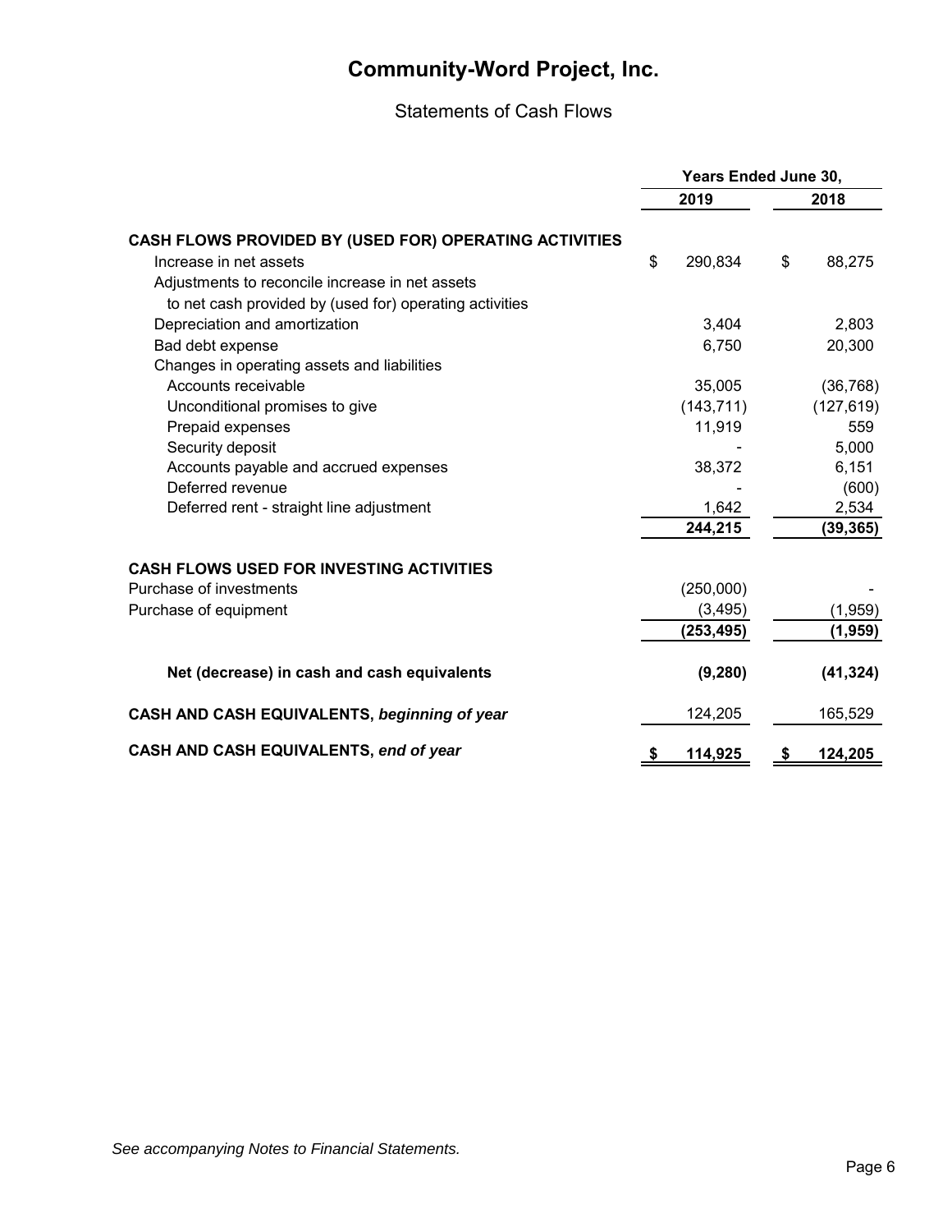# Community-Word Project, Inc.

## Statements of Cash Flows

| | Years Ended June 30, | |
|---|---|---|
| | 2019 | 2018 |
| **CASH FLOWS PROVIDED BY (USED FOR) OPERATING ACTIVITIES** | | |
| Increase in net assets | $ 290,834 | $ 88,275 |
| Adjustments to reconcile increase in net assets to net cash provided by (used for) operating activities | | |
| Depreciation and amortization | 3,404 | 2,803 |
| Bad debt expense | 6,750 | 20,300 |
| Changes in operating assets and liabilities | | |
| Accounts receivable | 35,005 | (36,768) |
| Unconditional promises to give | (143,711) | (127,619) |
| Prepaid expenses | 11,919 | 559 |
| Security deposit | - | 5,000 |
| Accounts payable and accrued expenses | 38,372 | 6,151 |
| Deferred revenue | - | (600) |
| Deferred rent - straight line adjustment | 1,642 | 2,534 |
| | **244,215** | **(39,365)** |
| **CASH FLOWS USED FOR INVESTING ACTIVITIES** | | |
| Purchase of investments | (250,000) | - |
| Purchase of equipment | (3,495) | (1,959) |
| | **(253,495)** | **(1,959)** |
| **Net (decrease) in cash and cash equivalents** | **(9,280)** | **(41,324)** |
| **CASH AND CASH EQUIVALENTS,** ***beginning of year*** | 124,205 | 165,529 |
| **CASH AND CASH EQUIVALENTS,** ***end of year*** | **$ 114,925** | **$ 124,205** |

*See accompanying Notes to Financial Statements.*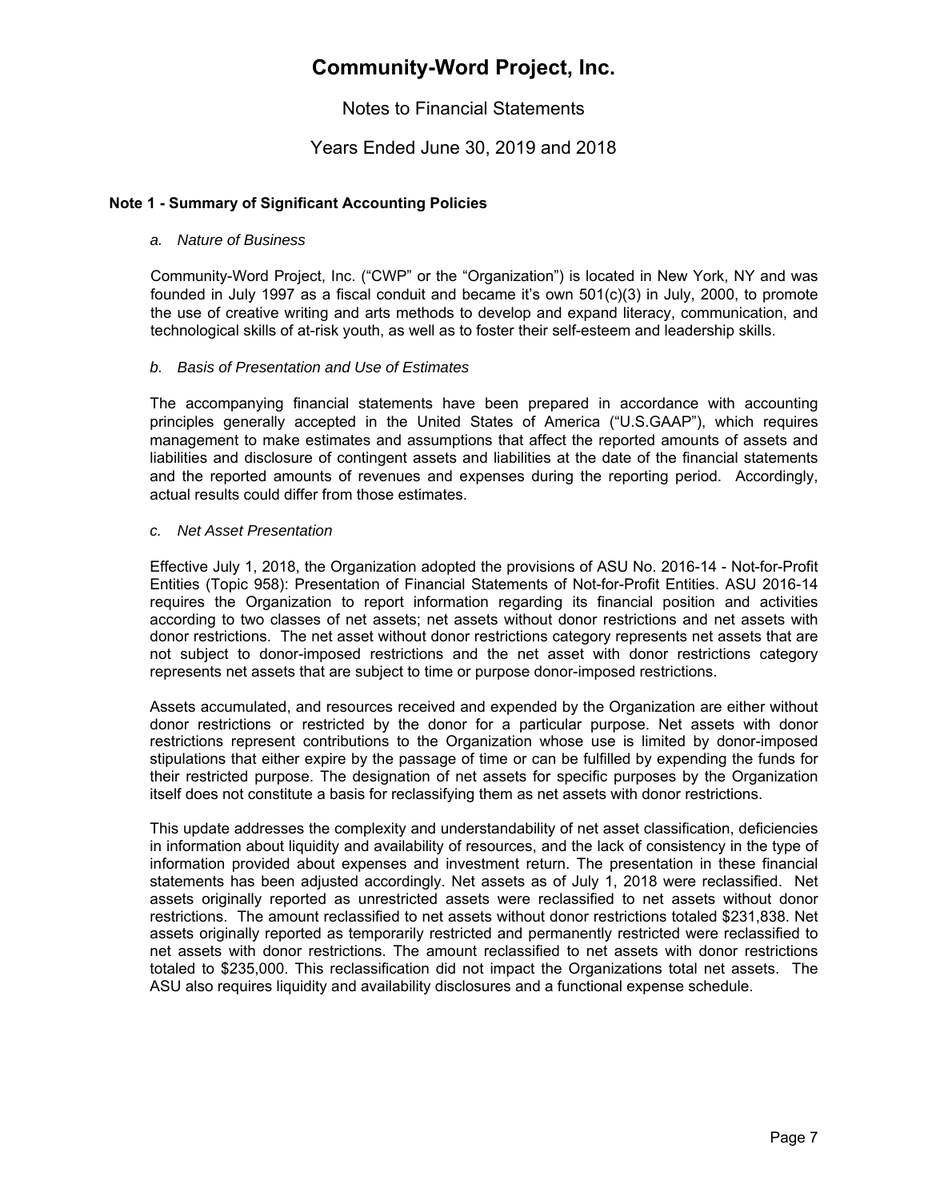# Community-Word Project, Inc.

Notes to Financial Statements

Years Ended June 30, 2019 and 2018

## Note 1 - Summary of Significant Accounting Policies

*a. Nature of Business*

Community-Word Project, Inc. ("CWP" or the "Organization") is located in New York, NY and was founded in July 1997 as a fiscal conduit and became it's own 501(c)(3) in July, 2000, to promote the use of creative writing and arts methods to develop and expand literacy, communication, and technological skills of at-risk youth, as well as to foster their self-esteem and leadership skills.

*b. Basis of Presentation and Use of Estimates*

The accompanying financial statements have been prepared in accordance with accounting principles generally accepted in the United States of America ("U.S.GAAP"), which requires management to make estimates and assumptions that affect the reported amounts of assets and liabilities and disclosure of contingent assets and liabilities at the date of the financial statements and the reported amounts of revenues and expenses during the reporting period. Accordingly, actual results could differ from those estimates.

*c. Net Asset Presentation*

Effective July 1, 2018, the Organization adopted the provisions of ASU No. 2016-14 - Not-for-Profit Entities (Topic 958): Presentation of Financial Statements of Not-for-Profit Entities. ASU 2016-14 requires the Organization to report information regarding its financial position and activities according to two classes of net assets; net assets without donor restrictions and net assets with donor restrictions. The net asset without donor restrictions category represents net assets that are not subject to donor-imposed restrictions and the net asset with donor restrictions category represents net assets that are subject to time or purpose donor-imposed restrictions.

Assets accumulated, and resources received and expended by the Organization are either without donor restrictions or restricted by the donor for a particular purpose. Net assets with donor restrictions represent contributions to the Organization whose use is limited by donor-imposed stipulations that either expire by the passage of time or can be fulfilled by expending the funds for their restricted purpose. The designation of net assets for specific purposes by the Organization itself does not constitute a basis for reclassifying them as net assets with donor restrictions.

This update addresses the complexity and understandability of net asset classification, deficiencies in information about liquidity and availability of resources, and the lack of consistency in the type of information provided about expenses and investment return. The presentation in these financial statements has been adjusted accordingly. Net assets as of July 1, 2018 were reclassified. Net assets originally reported as unrestricted assets were reclassified to net assets without donor restrictions. The amount reclassified to net assets without donor restrictions totaled $231,838. Net assets originally reported as temporarily restricted and permanently restricted were reclassified to net assets with donor restrictions. The amount reclassified to net assets with donor restrictions totaled to $235,000. This reclassification did not impact the Organizations total net assets. The ASU also requires liquidity and availability disclosures and a functional expense schedule.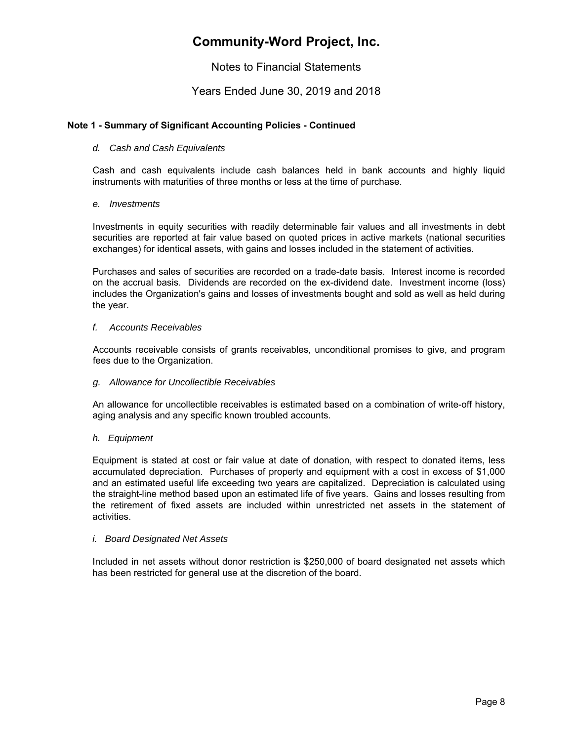# Community-Word Project, Inc.

Notes to Financial Statements

Years Ended June 30, 2019 and 2018

**Note 1 - Summary of Significant Accounting Policies - Continued**

*d. Cash and Cash Equivalents*

Cash and cash equivalents include cash balances held in bank accounts and highly liquid instruments with maturities of three months or less at the time of purchase.

*e. Investments*

Investments in equity securities with readily determinable fair values and all investments in debt securities are reported at fair value based on quoted prices in active markets (national securities exchanges) for identical assets, with gains and losses included in the statement of activities.

Purchases and sales of securities are recorded on a trade-date basis. Interest income is recorded on the accrual basis. Dividends are recorded on the ex-dividend date. Investment income (loss) includes the Organization's gains and losses of investments bought and sold as well as held during the year.

*f. Accounts Receivables*

Accounts receivable consists of grants receivables, unconditional promises to give, and program fees due to the Organization.

*g. Allowance for Uncollectible Receivables*

An allowance for uncollectible receivables is estimated based on a combination of write-off history, aging analysis and any specific known troubled accounts.

*h. Equipment*

Equipment is stated at cost or fair value at date of donation, with respect to donated items, less accumulated depreciation. Purchases of property and equipment with a cost in excess of $1,000 and an estimated useful life exceeding two years are capitalized. Depreciation is calculated using the straight-line method based upon an estimated life of five years. Gains and losses resulting from the retirement of fixed assets are included within unrestricted net assets in the statement of activities.

*i. Board Designated Net Assets*

Included in net assets without donor restriction is $250,000 of board designated net assets which has been restricted for general use at the discretion of the board.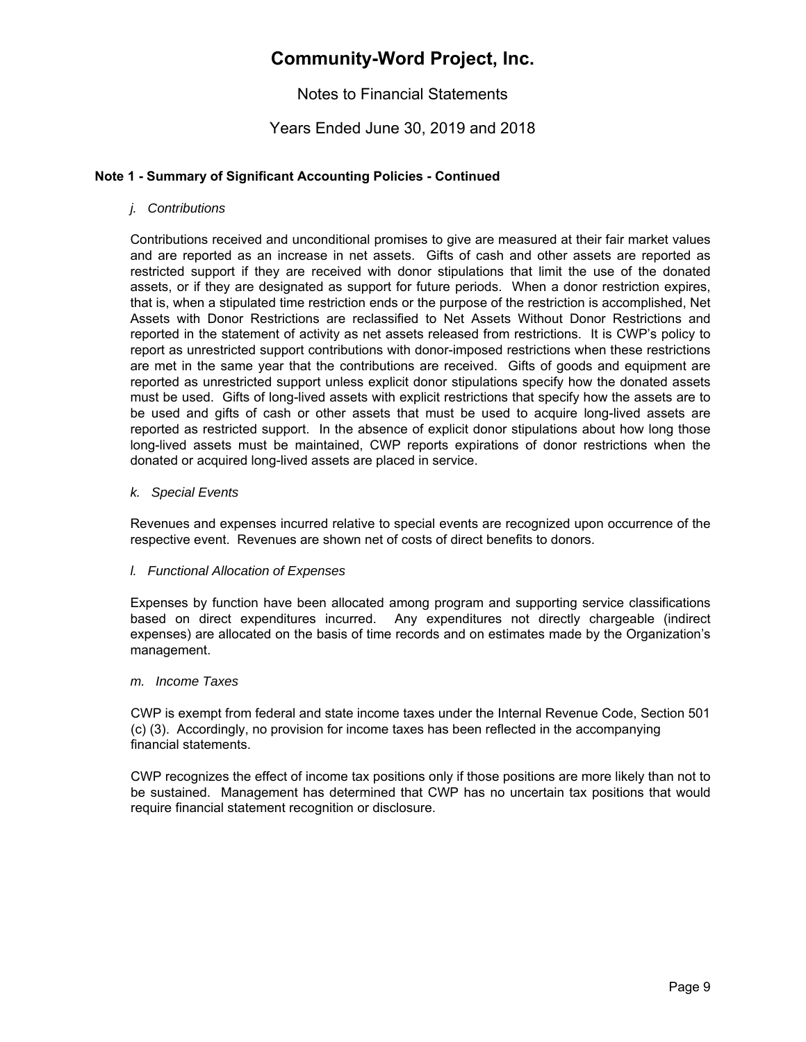# Community-Word Project, Inc.

Notes to Financial Statements

Years Ended June 30, 2019 and 2018

**Note 1 - Summary of Significant Accounting Policies - Continued**

*j. Contributions*

Contributions received and unconditional promises to give are measured at their fair market values and are reported as an increase in net assets. Gifts of cash and other assets are reported as restricted support if they are received with donor stipulations that limit the use of the donated assets, or if they are designated as support for future periods. When a donor restriction expires, that is, when a stipulated time restriction ends or the purpose of the restriction is accomplished, Net Assets with Donor Restrictions are reclassified to Net Assets Without Donor Restrictions and reported in the statement of activity as net assets released from restrictions. It is CWP's policy to report as unrestricted support contributions with donor-imposed restrictions when these restrictions are met in the same year that the contributions are received. Gifts of goods and equipment are reported as unrestricted support unless explicit donor stipulations specify how the donated assets must be used. Gifts of long-lived assets with explicit restrictions that specify how the assets are to be used and gifts of cash or other assets that must be used to acquire long-lived assets are reported as restricted support. In the absence of explicit donor stipulations about how long those long-lived assets must be maintained, CWP reports expirations of donor restrictions when the donated or acquired long-lived assets are placed in service.

*k. Special Events*

Revenues and expenses incurred relative to special events are recognized upon occurrence of the respective event. Revenues are shown net of costs of direct benefits to donors.

*l. Functional Allocation of Expenses*

Expenses by function have been allocated among program and supporting service classifications based on direct expenditures incurred. Any expenditures not directly chargeable (indirect expenses) are allocated on the basis of time records and on estimates made by the Organization's management.

*m. Income Taxes*

CWP is exempt from federal and state income taxes under the Internal Revenue Code, Section 501 (c) (3). Accordingly, no provision for income taxes has been reflected in the accompanying financial statements.

CWP recognizes the effect of income tax positions only if those positions are more likely than not to be sustained. Management has determined that CWP has no uncertain tax positions that would require financial statement recognition or disclosure.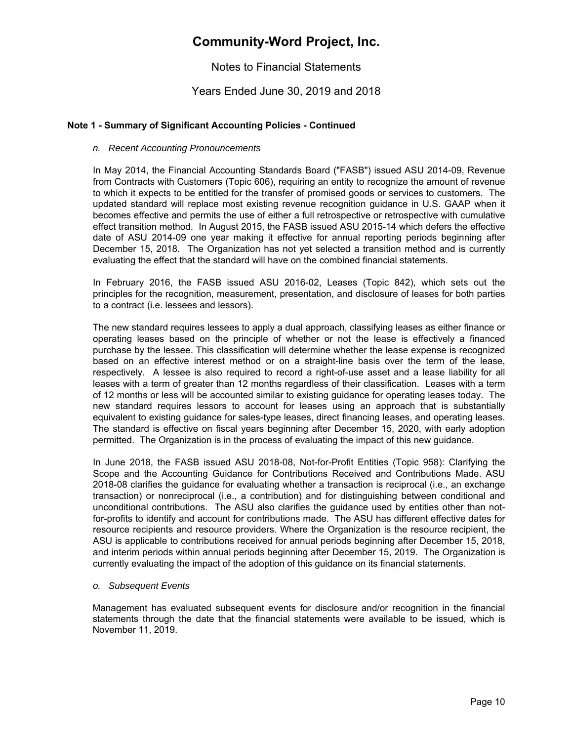# Community-Word Project, Inc.

Notes to Financial Statements

Years Ended June 30, 2019 and 2018

**Note 1 - Summary of Significant Accounting Policies - Continued**

*n. Recent Accounting Pronouncements*

In May 2014, the Financial Accounting Standards Board ("FASB") issued ASU 2014-09, Revenue from Contracts with Customers (Topic 606), requiring an entity to recognize the amount of revenue to which it expects to be entitled for the transfer of promised goods or services to customers. The updated standard will replace most existing revenue recognition guidance in U.S. GAAP when it becomes effective and permits the use of either a full retrospective or retrospective with cumulative effect transition method. In August 2015, the FASB issued ASU 2015-14 which defers the effective date of ASU 2014-09 one year making it effective for annual reporting periods beginning after December 15, 2018. The Organization has not yet selected a transition method and is currently evaluating the effect that the standard will have on the combined financial statements.

In February 2016, the FASB issued ASU 2016-02, Leases (Topic 842), which sets out the principles for the recognition, measurement, presentation, and disclosure of leases for both parties to a contract (i.e. lessees and lessors).

The new standard requires lessees to apply a dual approach, classifying leases as either finance or operating leases based on the principle of whether or not the lease is effectively a financed purchase by the lessee. This classification will determine whether the lease expense is recognized based on an effective interest method or on a straight-line basis over the term of the lease, respectively. A lessee is also required to record a right-of-use asset and a lease liability for all leases with a term of greater than 12 months regardless of their classification. Leases with a term of 12 months or less will be accounted similar to existing guidance for operating leases today. The new standard requires lessors to account for leases using an approach that is substantially equivalent to existing guidance for sales-type leases, direct financing leases, and operating leases. The standard is effective on fiscal years beginning after December 15, 2020, with early adoption permitted. The Organization is in the process of evaluating the impact of this new guidance.

In June 2018, the FASB issued ASU 2018-08, Not-for-Profit Entities (Topic 958): Clarifying the Scope and the Accounting Guidance for Contributions Received and Contributions Made. ASU 2018-08 clarifies the guidance for evaluating whether a transaction is reciprocal (i.e., an exchange transaction) or nonreciprocal (i.e., a contribution) and for distinguishing between conditional and unconditional contributions. The ASU also clarifies the guidance used by entities other than not-for-profits to identify and account for contributions made. The ASU has different effective dates for resource recipients and resource providers. Where the Organization is the resource recipient, the ASU is applicable to contributions received for annual periods beginning after December 15, 2018, and interim periods within annual periods beginning after December 15, 2019. The Organization is currently evaluating the impact of the adoption of this guidance on its financial statements.

*o. Subsequent Events*

Management has evaluated subsequent events for disclosure and/or recognition in the financial statements through the date that the financial statements were available to be issued, which is November 11, 2019.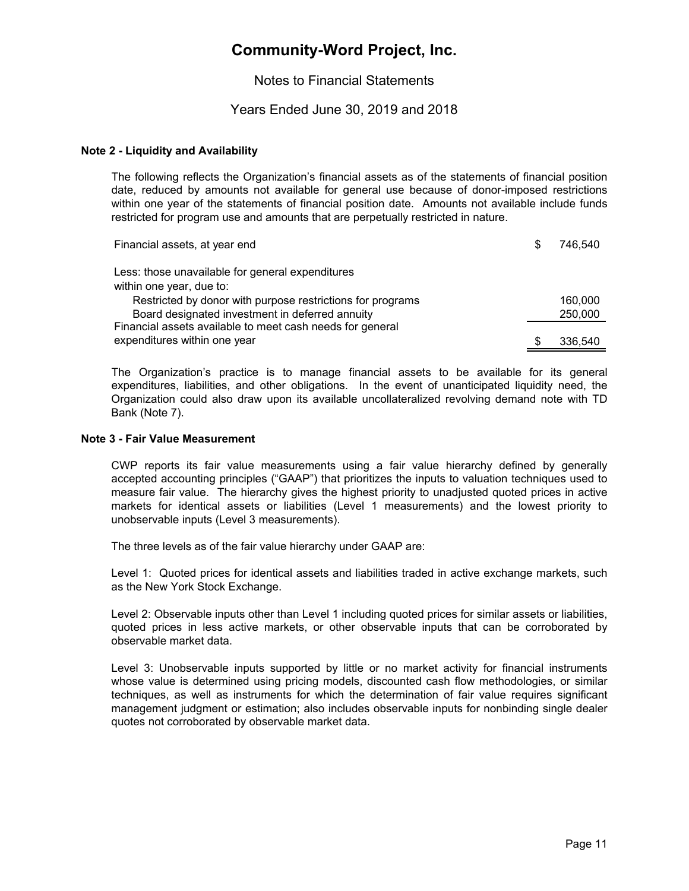# Community-Word Project, Inc.

Notes to Financial Statements

Years Ended June 30, 2019 and 2018

**Note 2 - Liquidity and Availability**

The following reflects the Organization's financial assets as of the statements of financial position date, reduced by amounts not available for general use because of donor-imposed restrictions within one year of the statements of financial position date. Amounts not available include funds restricted for program use and amounts that are perpetually restricted in nature.

| | |
|---|---|
| Financial assets, at year end | $ 746,540 |
| Less: those unavailable for general expenditures within one year, due to: | |
| Restricted by donor with purpose restrictions for programs | 160,000 |
| Board designated investment in deferred annuity | 250,000 |
| Financial assets available to meet cash needs for general expenditures within one year | $ 336,540 |

The Organization's practice is to manage financial assets to be available for its general expenditures, liabilities, and other obligations. In the event of unanticipated liquidity need, the Organization could also draw upon its available uncollateralized revolving demand note with TD Bank (Note 7).

**Note 3 - Fair Value Measurement**

CWP reports its fair value measurements using a fair value hierarchy defined by generally accepted accounting principles ("GAAP") that prioritizes the inputs to valuation techniques used to measure fair value. The hierarchy gives the highest priority to unadjusted quoted prices in active markets for identical assets or liabilities (Level 1 measurements) and the lowest priority to unobservable inputs (Level 3 measurements).

The three levels as of the fair value hierarchy under GAAP are:

Level 1: Quoted prices for identical assets and liabilities traded in active exchange markets, such as the New York Stock Exchange.

Level 2: Observable inputs other than Level 1 including quoted prices for similar assets or liabilities, quoted prices in less active markets, or other observable inputs that can be corroborated by observable market data.

Level 3: Unobservable inputs supported by little or no market activity for financial instruments whose value is determined using pricing models, discounted cash flow methodologies, or similar techniques, as well as instruments for which the determination of fair value requires significant management judgment or estimation; also includes observable inputs for nonbinding single dealer quotes not corroborated by observable market data.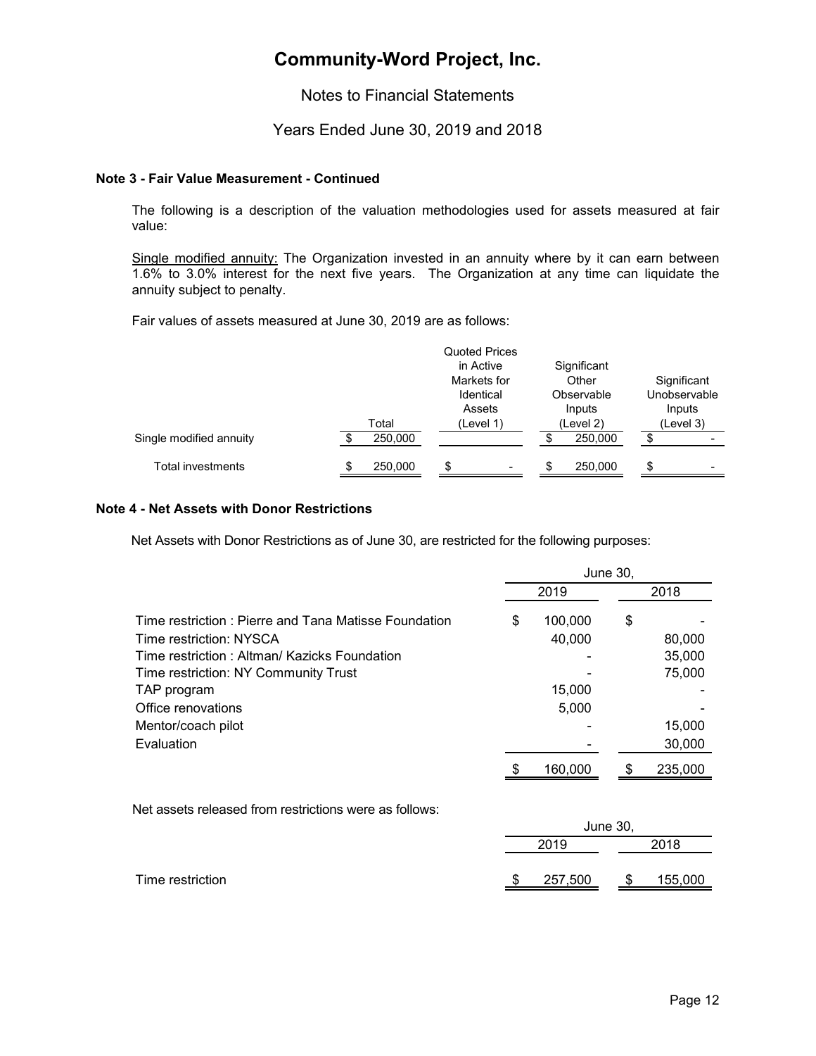# Community-Word Project, Inc.

Notes to Financial Statements

Years Ended June 30, 2019 and 2018

**Note 3 - Fair Value Measurement - Continued**

The following is a description of the valuation methodologies used for assets measured at fair value:

Single modified annuity: The Organization invested in an annuity where by it can earn between 1.6% to 3.0% interest for the next five years. The Organization at any time can liquidate the annuity subject to penalty.

Fair values of assets measured at June 30, 2019 are as follows:

| | Total | Quoted Prices in Active Markets for Identical Assets (Level 1) | Significant Other Observable Inputs (Level 2) | Significant Unobservable Inputs (Level 3) |
|---|---|---|---|---|
| Single modified annuity | $ 250,000 | | $ 250,000 | $ - |
| Total investments | $ 250,000 | $ - | $ 250,000 | $ - |

**Note 4 - Net Assets with Donor Restrictions**

Net Assets with Donor Restrictions as of June 30, are restricted for the following purposes:

| | June 30, 2019 | June 30, 2018 |
|---|---|---|
| Time restriction : Pierre and Tana Matisse Foundation | $ 100,000 | $ - |
| Time restriction: NYSCA | 40,000 | 80,000 |
| Time restriction : Altman/ Kazicks Foundation | - | 35,000 |
| Time restriction: NY Community Trust | - | 75,000 |
| TAP program | 15,000 | - |
| Office renovations | 5,000 | - |
| Mentor/coach pilot | - | 15,000 |
| Evaluation | - | 30,000 |
| | $ 160,000 | $ 235,000 |

Net assets released from restrictions were as follows:

| | June 30, 2019 | June 30, 2018 |
|---|---|---|
| Time restriction | $ 257,500 | $ 155,000 |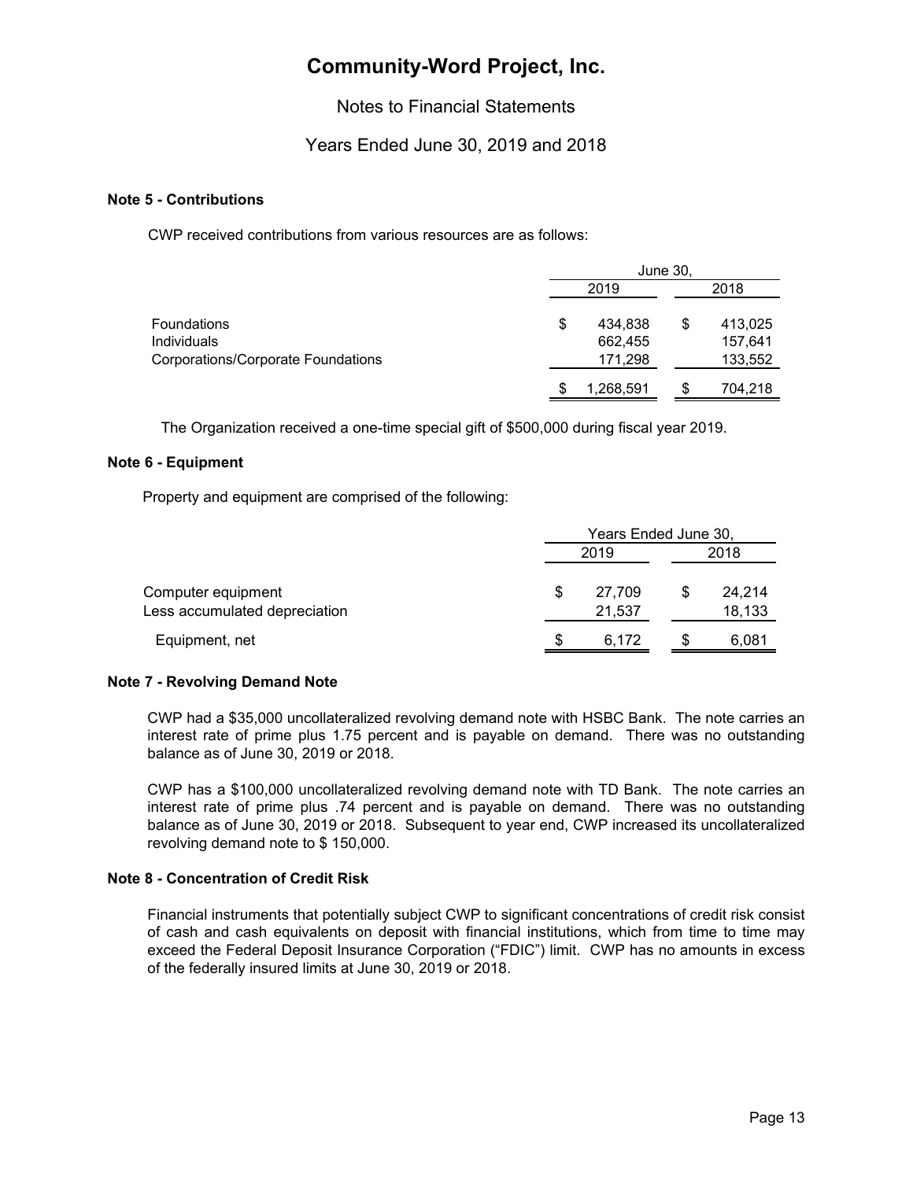# Community-Word Project, Inc.

Notes to Financial Statements

Years Ended June 30, 2019 and 2018

### Note 5 - Contributions

CWP received contributions from various resources are as follows:

| | June 30, | |
|---|---|---|
| | 2019 | 2018 |
| Foundations | $ 434,838 | $ 413,025 |
| Individuals | 662,455 | 157,641 |
| Corporations/Corporate Foundations | 171,298 | 133,552 |
| | $ 1,268,591 | $ 704,218 |

The Organization received a one-time special gift of $500,000 during fiscal year 2019.

### Note 6 - Equipment

Property and equipment are comprised of the following:

| | Years Ended June 30, | |
|---|---|---|
| | 2019 | 2018 |
| Computer equipment | $ 27,709 | $ 24,214 |
| Less accumulated depreciation | 21,537 | 18,133 |
| Equipment, net | $ 6,172 | $ 6,081 |

### Note 7 - Revolving Demand Note

CWP had a $35,000 uncollateralized revolving demand note with HSBC Bank. The note carries an interest rate of prime plus 1.75 percent and is payable on demand. There was no outstanding balance as of June 30, 2019 or 2018.

CWP has a $100,000 uncollateralized revolving demand note with TD Bank. The note carries an interest rate of prime plus .74 percent and is payable on demand. There was no outstanding balance as of June 30, 2019 or 2018. Subsequent to year end, CWP increased its uncollateralized revolving demand note to $ 150,000.

### Note 8 - Concentration of Credit Risk

Financial instruments that potentially subject CWP to significant concentrations of credit risk consist of cash and cash equivalents on deposit with financial institutions, which from time to time may exceed the Federal Deposit Insurance Corporation ("FDIC") limit. CWP has no amounts in excess of the federally insured limits at June 30, 2019 or 2018.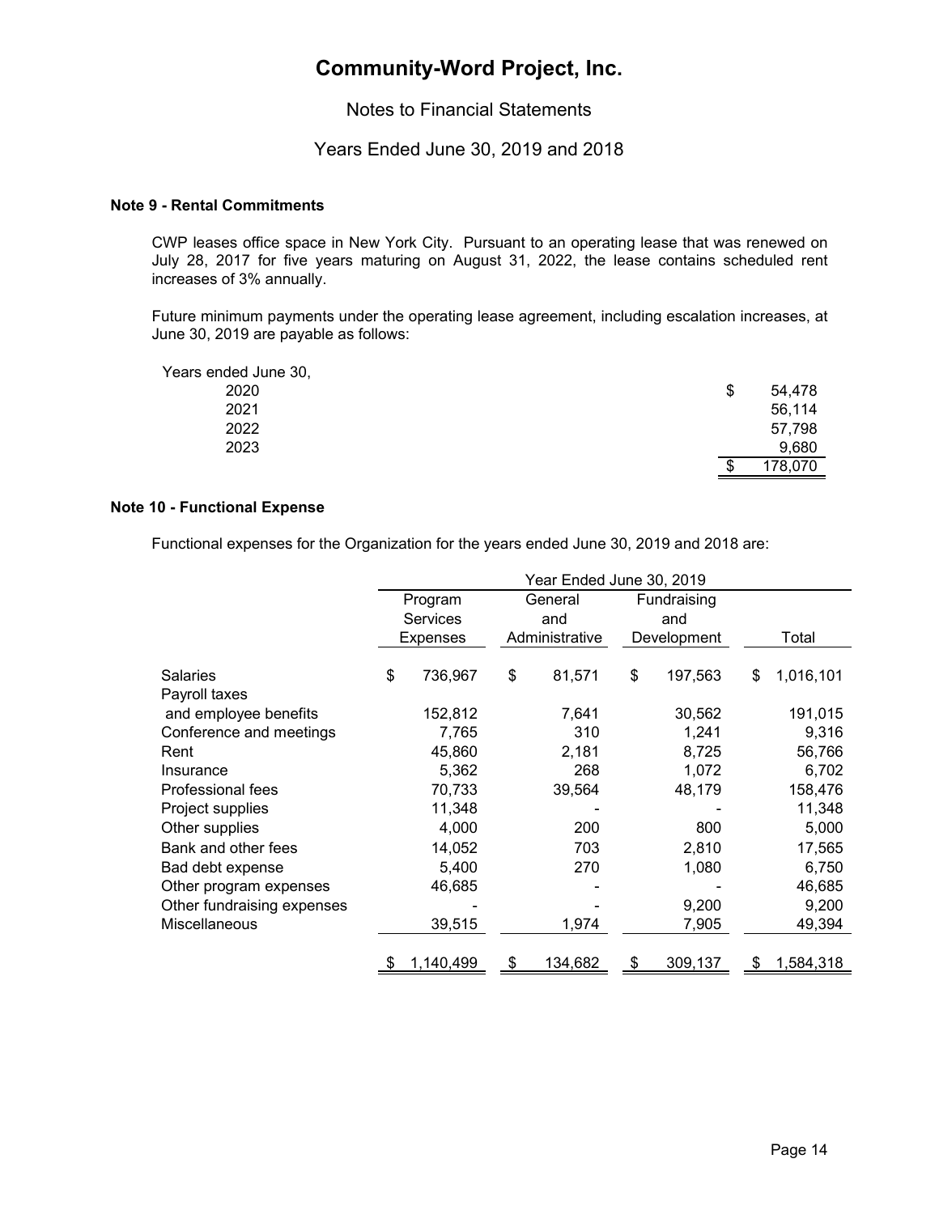# Community-Word Project, Inc.

Notes to Financial Statements

Years Ended June 30, 2019 and 2018

**Note 9 - Rental Commitments**

CWP leases office space in New York City. Pursuant to an operating lease that was renewed on July 28, 2017 for five years maturing on August 31, 2022, the lease contains scheduled rent increases of 3% annually.

Future minimum payments under the operating lease agreement, including escalation increases, at June 30, 2019 are payable as follows:

| Years ended June 30, | |
|---|---|
| 2020 | $ 54,478 |
| 2021 | 56,114 |
| 2022 | 57,798 |
| 2023 | 9,680 |
| | $ 178,070 |

**Note 10 - Functional Expense**

Functional expenses for the Organization for the years ended June 30, 2019 and 2018 are:

| | Year Ended June 30, 2019 | | | |
|---|---|---|---|---|
| | Program Services Expenses | General and Administrative | Fundraising and Development | Total |
| Salaries | $ 736,967 | $ 81,571 | $ 197,563 | $ 1,016,101 |
| Payroll taxes and employee benefits | 152,812 | 7,641 | 30,562 | 191,015 |
| Conference and meetings | 7,765 | 310 | 1,241 | 9,316 |
| Rent | 45,860 | 2,181 | 8,725 | 56,766 |
| Insurance | 5,362 | 268 | 1,072 | 6,702 |
| Professional fees | 70,733 | 39,564 | 48,179 | 158,476 |
| Project supplies | 11,348 | - | - | 11,348 |
| Other supplies | 4,000 | 200 | 800 | 5,000 |
| Bank and other fees | 14,052 | 703 | 2,810 | 17,565 |
| Bad debt expense | 5,400 | 270 | 1,080 | 6,750 |
| Other program expenses | 46,685 | - | - | 46,685 |
| Other fundraising expenses | - | - | 9,200 | 9,200 |
| Miscellaneous | 39,515 | 1,974 | 7,905 | 49,394 |
| | $ 1,140,499 | $ 134,682 | $ 309,137 | $ 1,584,318 |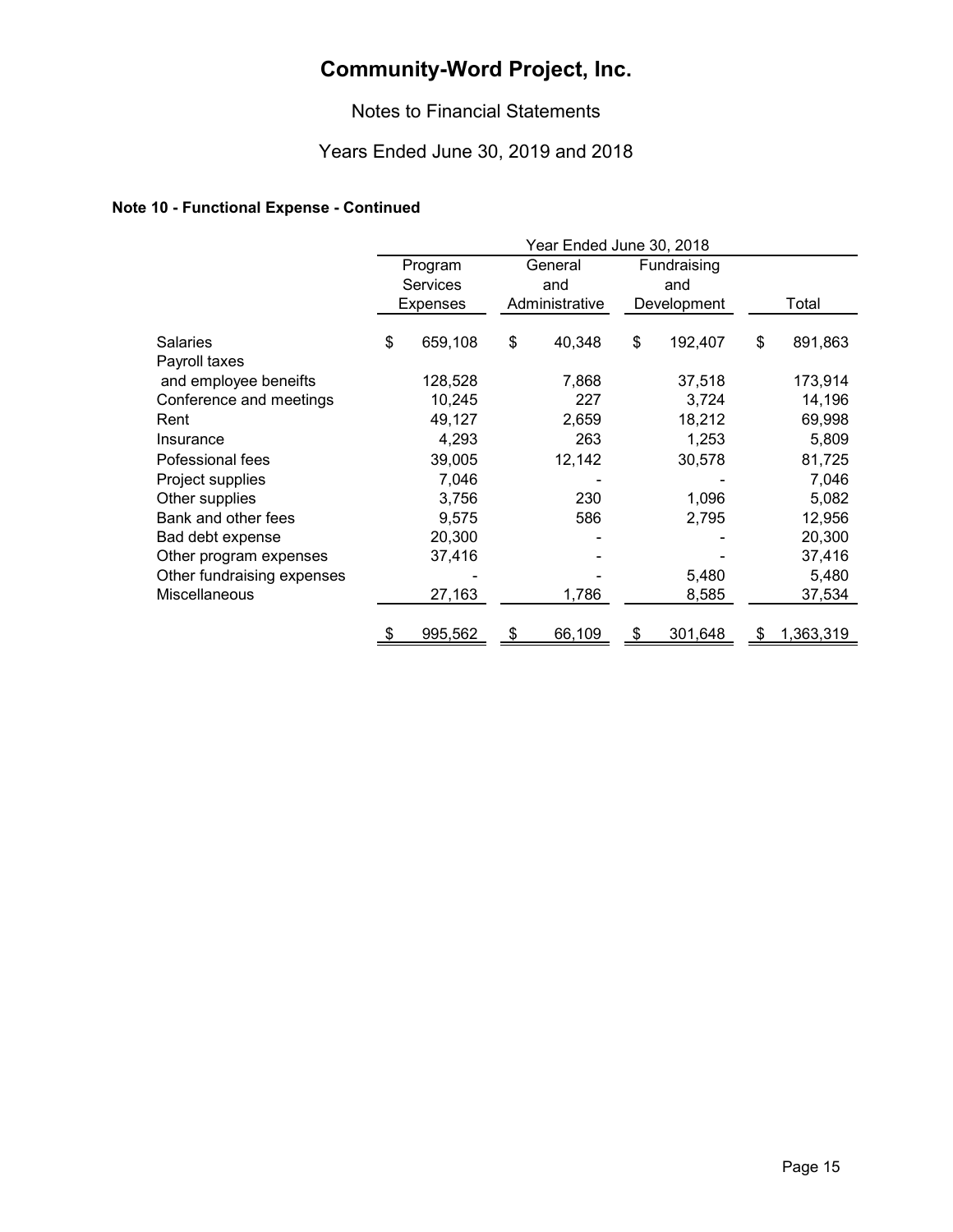# Community-Word Project, Inc.

Notes to Financial Statements

Years Ended June 30, 2019 and 2018

**Note 10 - Functional Expense - Continued**

| | Year Ended June 30, 2018 | | | |
|---|---|---|---|---|
| | Program Services Expenses | General and Administrative | Fundraising and Development | Total |
| Salaries | $ 659,108 | $ 40,348 | $ 192,407 | $ 891,863 |
| Payroll taxes and employee beneifts | 128,528 | 7,868 | 37,518 | 173,914 |
| Conference and meetings | 10,245 | 227 | 3,724 | 14,196 |
| Rent | 49,127 | 2,659 | 18,212 | 69,998 |
| Insurance | 4,293 | 263 | 1,253 | 5,809 |
| Pofessional fees | 39,005 | 12,142 | 30,578 | 81,725 |
| Project supplies | 7,046 | - | - | 7,046 |
| Other supplies | 3,756 | 230 | 1,096 | 5,082 |
| Bank and other fees | 9,575 | 586 | 2,795 | 12,956 |
| Bad debt expense | 20,300 | - | - | 20,300 |
| Other program expenses | 37,416 | - | - | 37,416 |
| Other fundraising expenses | - | - | 5,480 | 5,480 |
| Miscellaneous | 27,163 | 1,786 | 8,585 | 37,534 |
| | $ 995,562 | $ 66,109 | $ 301,648 | $ 1,363,319 |